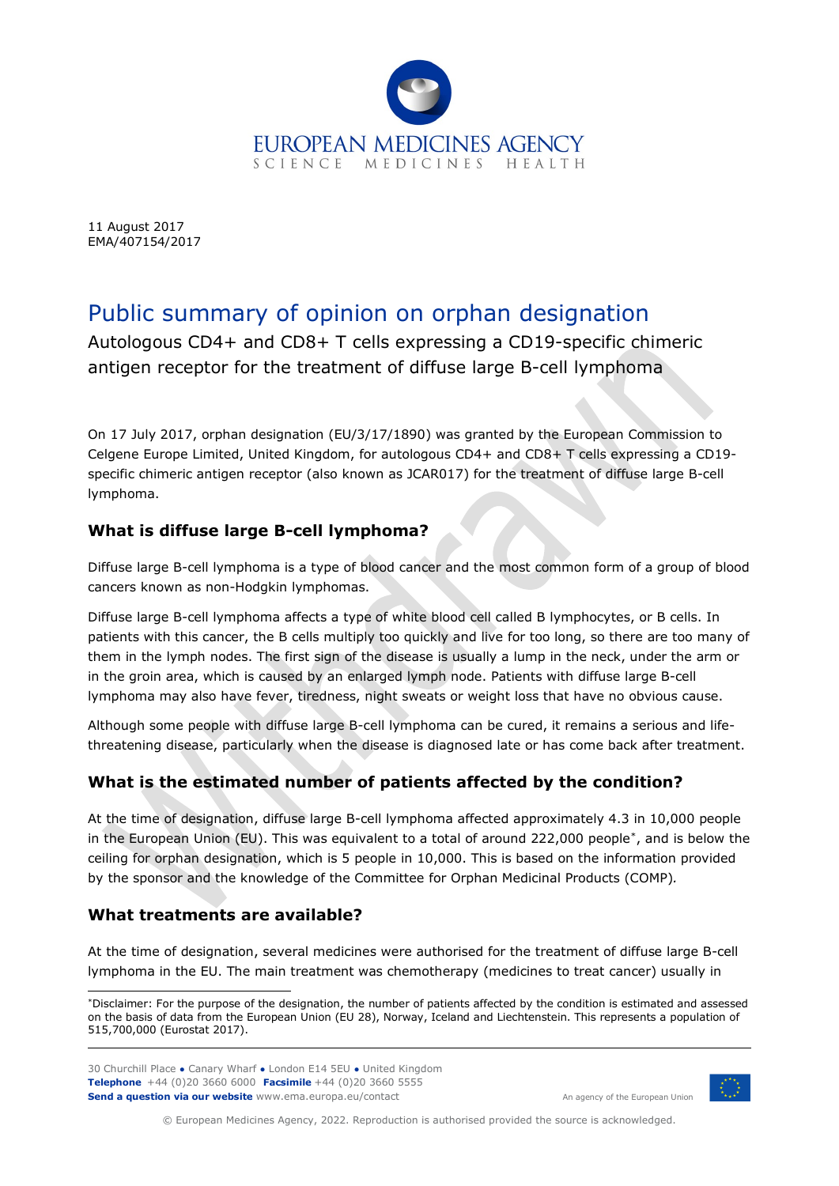11 August 2017
EMA/407154/2017

# Public summary of opinion on orphan designation

## Autologous CD4+ and CD8+ T cells expressing a CD19-specific chimeric antigen receptor for the treatment of diffuse large B-cell lymphoma

On 17 July 2017, orphan designation (EU/3/17/1890) was granted by the European Commission to Celgene Europe Limited, United Kingdom, for autologous CD4+ and CD8+ T cells expressing a CD19-specific chimeric antigen receptor (also known as JCAR017) for the treatment of diffuse large B-cell lymphoma.

### What is diffuse large B-cell lymphoma?

Diffuse large B-cell lymphoma is a type of blood cancer and the most common form of a group of blood cancers known as non-Hodgkin lymphomas.

Diffuse large B-cell lymphoma affects a type of white blood cell called B lymphocytes, or B cells. In patients with this cancer, the B cells multiply too quickly and live for too long, so there are too many of them in the lymph nodes. The first sign of the disease is usually a lump in the neck, under the arm or in the groin area, which is caused by an enlarged lymph node. Patients with diffuse large B-cell lymphoma may also have fever, tiredness, night sweats or weight loss that have no obvious cause.

Although some people with diffuse large B-cell lymphoma can be cured, it remains a serious and life-threatening disease, particularly when the disease is diagnosed late or has come back after treatment.

### What is the estimated number of patients affected by the condition?

At the time of designation, diffuse large B-cell lymphoma affected approximately 4.3 in 10,000 people in the European Union (EU). This was equivalent to a total of around 222,000 people*, and is below the ceiling for orphan designation, which is 5 people in 10,000. This is based on the information provided by the sponsor and the knowledge of the Committee for Orphan Medicinal Products (COMP).

### What treatments are available?

At the time of designation, several medicines were authorised for the treatment of diffuse large B-cell lymphoma in the EU. The main treatment was chemotherapy (medicines to treat cancer) usually in

*Disclaimer: For the purpose of the designation, the number of patients affected by the condition is estimated and assessed on the basis of data from the European Union (EU 28), Norway, Iceland and Liechtenstein. This represents a population of 515,700,000 (Eurostat 2017).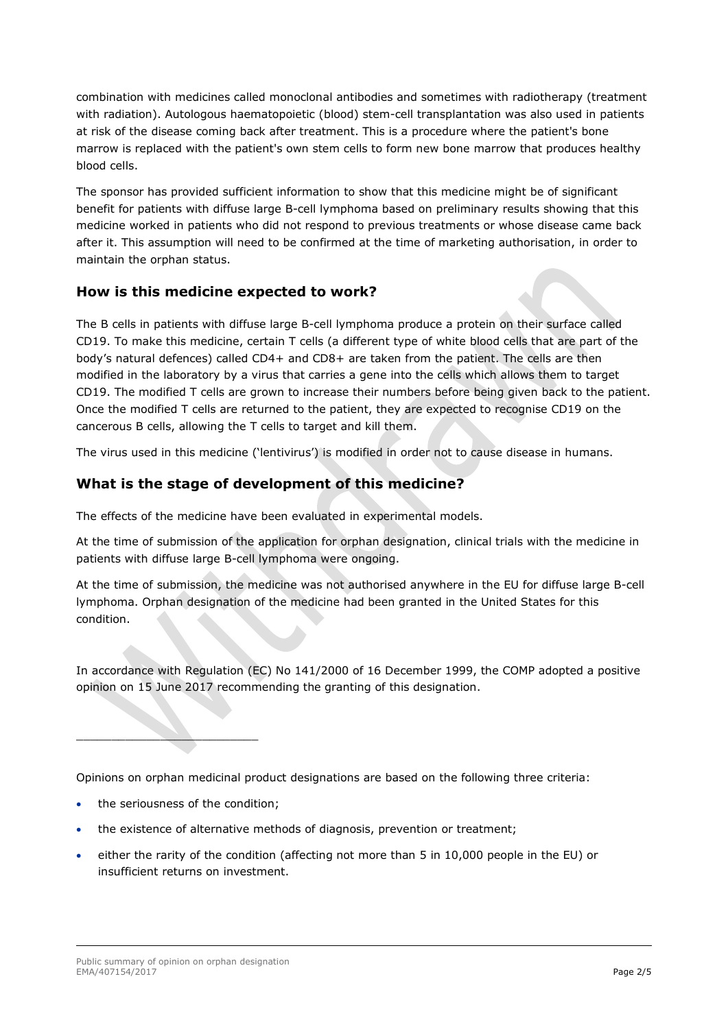combination with medicines called monoclonal antibodies and sometimes with radiotherapy (treatment with radiation). Autologous haematopoietic (blood) stem-cell transplantation was also used in patients at risk of the disease coming back after treatment. This is a procedure where the patient's bone marrow is replaced with the patient's own stem cells to form new bone marrow that produces healthy blood cells.

The sponsor has provided sufficient information to show that this medicine might be of significant benefit for patients with diffuse large B-cell lymphoma based on preliminary results showing that this medicine worked in patients who did not respond to previous treatments or whose disease came back after it. This assumption will need to be confirmed at the time of marketing authorisation, in order to maintain the orphan status.

## How is this medicine expected to work?

The B cells in patients with diffuse large B-cell lymphoma produce a protein on their surface called CD19. To make this medicine, certain T cells (a different type of white blood cells that are part of the body's natural defences) called CD4+ and CD8+ are taken from the patient. The cells are then modified in the laboratory by a virus that carries a gene into the cells which allows them to target CD19. The modified T cells are grown to increase their numbers before being given back to the patient. Once the modified T cells are returned to the patient, they are expected to recognise CD19 on the cancerous B cells, allowing the T cells to target and kill them.

The virus used in this medicine ('lentivirus') is modified in order not to cause disease in humans.

## What is the stage of development of this medicine?

The effects of the medicine have been evaluated in experimental models.

At the time of submission of the application for orphan designation, clinical trials with the medicine in patients with diffuse large B-cell lymphoma were ongoing.

At the time of submission, the medicine was not authorised anywhere in the EU for diffuse large B-cell lymphoma. Orphan designation of the medicine had been granted in the United States for this condition.

In accordance with Regulation (EC) No 141/2000 of 16 December 1999, the COMP adopted a positive opinion on 15 June 2017 recommending the granting of this designation.

___

Opinions on orphan medicinal product designations are based on the following three criteria:

- the seriousness of the condition;
- the existence of alternative methods of diagnosis, prevention or treatment;
- either the rarity of the condition (affecting not more than 5 in 10,000 people in the EU) or insufficient returns on investment.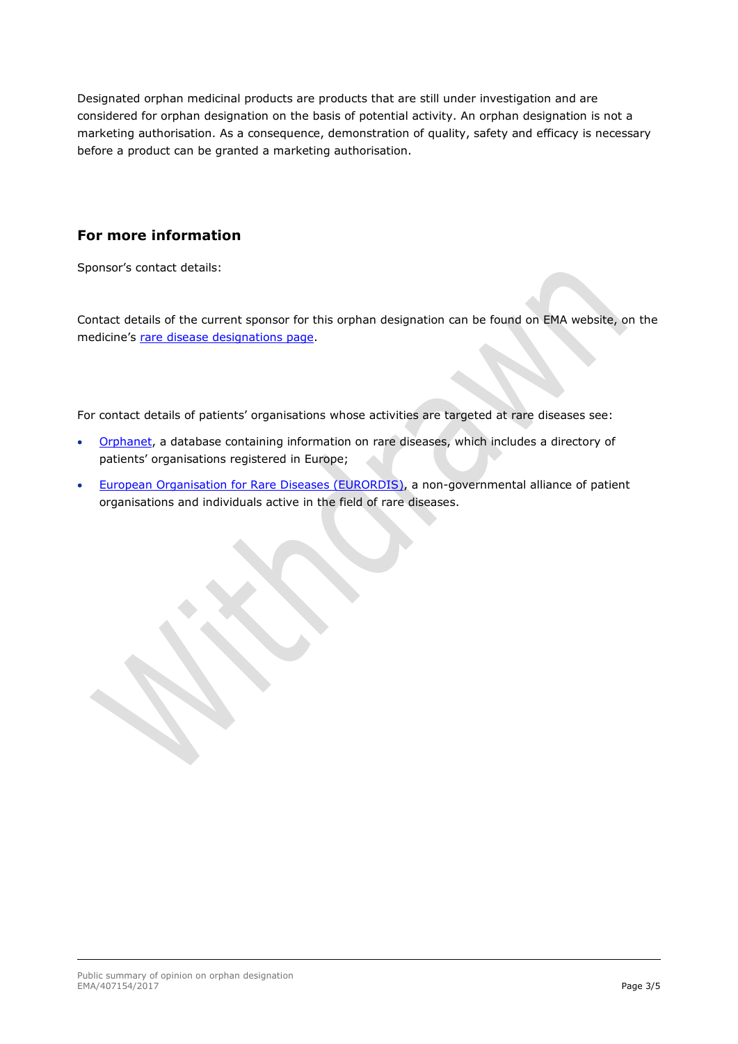Designated orphan medicinal products are products that are still under investigation and are considered for orphan designation on the basis of potential activity. An orphan designation is not a marketing authorisation. As a consequence, demonstration of quality, safety and efficacy is necessary before a product can be granted a marketing authorisation.

## For more information

Sponsor's contact details:

Contact details of the current sponsor for this orphan designation can be found on EMA website, on the medicine's rare disease designations page.

For contact details of patients' organisations whose activities are targeted at rare diseases see:

- Orphanet, a database containing information on rare diseases, which includes a directory of patients' organisations registered in Europe;
- European Organisation for Rare Diseases (EURORDIS), a non-governmental alliance of patient organisations and individuals active in the field of rare diseases.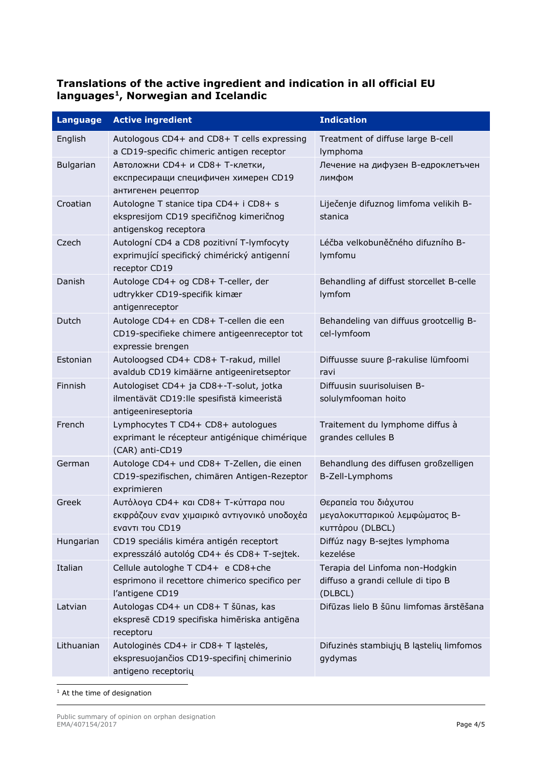### Translations of the active ingredient and indication in all official EU languages[1], Norwegian and Icelandic

| Language | Active ingredient | Indication |
|---|---|---|
| English | Autologous CD4+ and CD8+ T cells expressing a CD19-specific chimeric antigen receptor | Treatment of diffuse large B-cell lymphoma |
| Bulgarian | Автоложни CD4+ и CD8+ Т-клетки, експресиращи специфичен химерен CD19 антигенен рецептор | Лечение на дифузен В-едроклетъчен лимфом |
| Croatian | Autologne T stanice tipa CD4+ i CD8+ s ekspresijom CD19 specifičnog kimeričnog antigenskog receptora | Liječenje difuznog limfoma velikih B-stanica |
| Czech | Autologní CD4 a CD8 pozitivní T-lymfocyty exprimující specifický chimérický antigenní receptor CD19 | Léčba velkobuněčného difuzního B-lymfomu |
| Danish | Autologe CD4+ og CD8+ T-celler, der udtrykker CD19-specifik kimær antigenreceptor | Behandling af diffust storcellet B-celle lymfom |
| Dutch | Autologe CD4+ en CD8+ T-cellen die een CD19-specifieke chimere antigeenreceptor tot expressie brengen | Behandeling van diffuus grootcellig B-cel-lymfoom |
| Estonian | Autoloogsed CD4+ CD8+ T-rakud, millel avaldub CD19 kimäärne antigeeniretseptor | Diffuusse suure β-rakulise lümfoomi ravi |
| Finnish | Autologiset CD4+ ja CD8+-T-solut, jotka ilmentävät CD19:lle spesifistä kimeeristä antigeenireseptoria | Diffuusin suurisoluisen B-solulymfooman hoito |
| French | Lymphocytes T CD4+ CD8+ autologues exprimant le récepteur antigénique chimérique (CAR) anti-CD19 | Traitement du lymphome diffus à grandes cellules B |
| German | Autologe CD4+ und CD8+ T-Zellen, die einen CD19-spezifischen, chimären Antigen-Rezeptor exprimieren | Behandlung des diffusen großzelligen B-Zell-Lymphoms |
| Greek | Αυτόλογα CD4+ και CD8+ Τ-κύτταρα που εκφράζουν εναν χιμαιρικό αντιγονικό υποδοχέα εναντι του CD19 | Θεραπεία του διάχυτου μεγαλοκυτταρικού λεμφώματος Β-κυττάρου (DLBCL) |
| Hungarian | CD19 speciális kiméra antigén receptort expresszáló autológ CD4+ és CD8+ T-sejtek. | Diffúz nagy B-sejtes lymphoma kezelése |
| Italian | Cellule autologhe T CD4+ e CD8+che esprimono il recettore chimerico specifico per l'antigene CD19 | Terapia del Linfoma non-Hodgkin diffuso a grandi cellule di tipo B (DLBCL) |
| Latvian | Autologas CD4+ un CD8+ T šūnas, kas ekspresē CD19 specifiska himēriska antigēna receptoru | Difūzas lielo B šūnu limfomas ārstēšana |
| Lithuanian | Autologinės CD4+ ir CD8+ T ląstelės, ekspresuojančios CD19-specifinį chimerinio antigeno receptorių | Difuzinės stambiųjų B ląstelių limfomos gydymas |

[1] At the time of designation

Public summary of opinion on orphan designation
EMA/407154/2017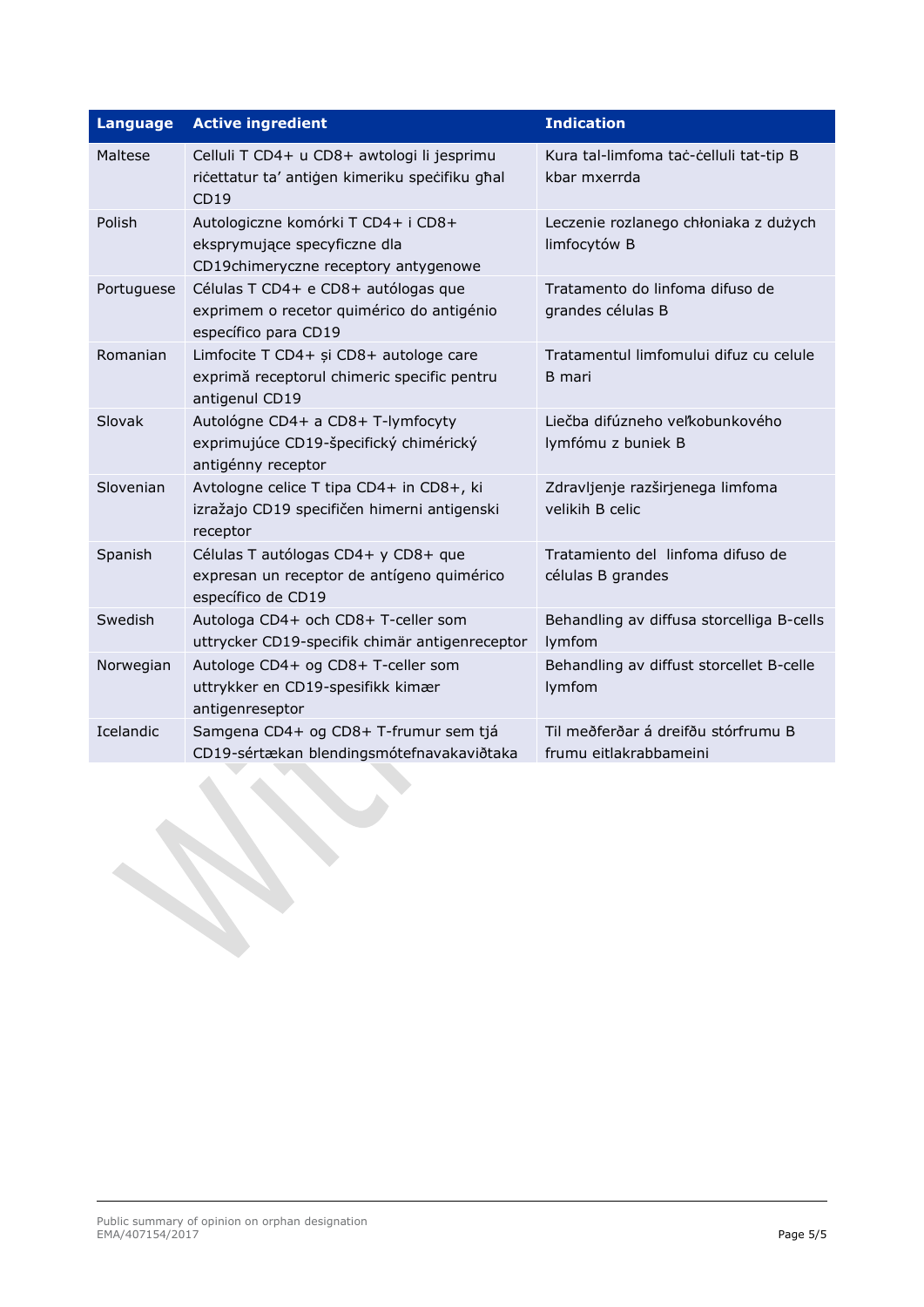| Language | Active ingredient | Indication |
|---|---|---|
| Maltese | Celluli T CD4+ u CD8+ awtologi li jesprimu riċettatur ta' antiġen kimeriku speċifiku għal CD19 | Kura tal-limfoma taċ-ċelluli tat-tip B kbar mxerrda |
| Polish | Autologiczne komórki T CD4+ i CD8+ eksprymujące specyficzne dla CD19chimeryczne receptory antygenowe | Leczenie rozlanego chłoniaka z dużych limfocytów B |
| Portuguese | Células T CD4+ e CD8+ autólogas que exprimem o recetor quimérico do antigénio específico para CD19 | Tratamento do linfoma difuso de grandes células B |
| Romanian | Limfocite T CD4+ și CD8+ autologe care exprimă receptorul chimeric specific pentru antigenul CD19 | Tratamentul limfomului difuz cu celule B mari |
| Slovak | Autológne CD4+ a CD8+ T-lymfocyty exprimujúce CD19-špecifický chimérický antigénny receptor | Liečba difúzneho veľkobunkového lymfómu z buniek B |
| Slovenian | Avtologne celice T tipa CD4+ in CD8+, ki izražajo CD19 specifičen himerni antigenski receptor | Zdravljenje razširjenega limfoma velikih B celic |
| Spanish | Células T autólogas CD4+ y CD8+ que expresan un receptor de antígeno quimérico específico de CD19 | Tratamiento del linfoma difuso de células B grandes |
| Swedish | Autologa CD4+ och CD8+ T-celler som uttrycker CD19-specifik chimär antigenreceptor | Behandling av diffusa storcelliga B-cells lymfom |
| Norwegian | Autologe CD4+ og CD8+ T-celler som uttrykker en CD19-spesifikk kimær antigenreseptor | Behandling av diffust storcellet B-celle lymfom |
| Icelandic | Samgena CD4+ og CD8+ T-frumur sem tjá CD19-sértækan blendingsmótefnavakaviðtaka | Til meðferðar á dreifðu stórfrumu B frumu eitlakrabbameini |